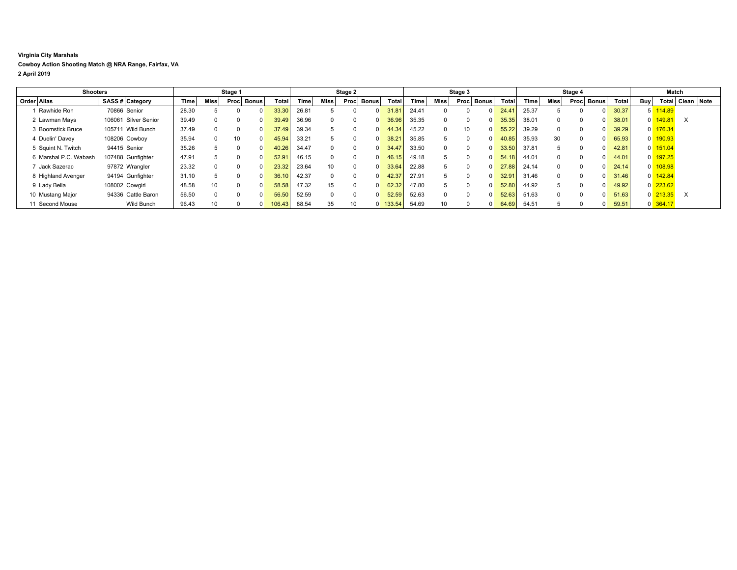**Virginia City Marshals**

**Cowboy Action Shooting Match @ NRA Range, Fairfax, VA**

**2 April 2019**

| Shooters | | | | Stage 1 | | | | | Stage 2 | | | | | Stage 3 | | | | | Stage 4 | | | | | Match | | | |
|---|---|---|---|---|---|---|---|---|---|---|---|---|---|---|---|---|---|---|---|---|---|---|---|---|---|---|---|
| Order | Alias | SASS # | Category | Time | Miss | Proc | Bonus | Total | Time | Miss | Proc | Bonus | Total | Time | Miss | Proc | Bonus | Total | Time | Miss | Proc | Bonus | Total | Buy | Total | Clean | Note |
| 1 | Rawhide Ron | 70866 | Senior | 28.30 | 5 | 0 | 0 | 33.30 | 26.81 | 5 | 0 | 0 | 31.81 | 24.41 | 0 | 0 | 0 | 24.41 | 25.37 | 5 | 0 | 0 | 30.37 | 5 | 114.89 | | |
| 2 | Lawman Mays | 106061 | Silver Senior | 39.49 | 0 | 0 | 0 | 39.49 | 36.96 | 0 | 0 | 0 | 36.96 | 35.35 | 0 | 0 | 0 | 35.35 | 38.01 | 0 | 0 | 0 | 38.01 | 0 | 149.81 | X | |
| 3 | Boomstick Bruce | 105711 | Wild Bunch | 37.49 | 0 | 0 | 0 | 37.49 | 39.34 | 5 | 0 | 0 | 44.34 | 45.22 | 0 | 10 | 0 | 55.22 | 39.29 | 0 | 0 | 0 | 39.29 | 0 | 176.34 | | |
| 4 | Duelin' Davey | 108206 | Cowboy | 35.94 | 0 | 10 | 0 | 45.94 | 33.21 | 5 | 0 | 0 | 38.21 | 35.85 | 5 | 0 | 0 | 40.85 | 35.93 | 30 | 0 | 0 | 65.93 | 0 | 190.93 | | |
| 5 | Squint N. Twitch | 94415 | Senior | 35.26 | 5 | 0 | 0 | 40.26 | 34.47 | 0 | 0 | 0 | 34.47 | 33.50 | 0 | 0 | 0 | 33.50 | 37.81 | 5 | 0 | 0 | 42.81 | 0 | 151.04 | | |
| 6 | Marshal P.C. Wabash | 107488 | Gunfighter | 47.91 | 5 | 0 | 0 | 52.91 | 46.15 | 0 | 0 | 0 | 46.15 | 49.18 | 5 | 0 | 0 | 54.18 | 44.01 | 0 | 0 | 0 | 44.01 | 0 | 197.25 | | |
| 7 | Jack Sazerac | 97872 | Wrangler | 23.32 | 0 | 0 | 0 | 23.32 | 23.64 | 10 | 0 | 0 | 33.64 | 22.88 | 5 | 0 | 0 | 27.88 | 24.14 | 0 | 0 | 0 | 24.14 | 0 | 108.98 | | |
| 8 | Highland Avenger | 94194 | Gunfighter | 31.10 | 5 | 0 | 0 | 36.10 | 42.37 | 0 | 0 | 0 | 42.37 | 27.91 | 5 | 0 | 0 | 32.91 | 31.46 | 0 | 0 | 0 | 31.46 | 0 | 142.84 | | |
| 9 | Lady Bella | 108002 | Cowgirl | 48.58 | 10 | 0 | 0 | 58.58 | 47.32 | 15 | 0 | 0 | 62.32 | 47.80 | 5 | 0 | 0 | 52.80 | 44.92 | 5 | 0 | 0 | 49.92 | 0 | 223.62 | | |
| 10 | Mustang Major | 94336 | Cattle Baron | 56.50 | 0 | 0 | 0 | 56.50 | 52.59 | 0 | 0 | 0 | 52.59 | 52.63 | 0 | 0 | 0 | 52.63 | 51.63 | 0 | 0 | 0 | 51.63 | 0 | 213.35 | X | |
| 11 | Second Mouse | | Wild Bunch | 96.43 | 10 | 0 | 0 | 106.43 | 88.54 | 35 | 10 | 0 | 133.54 | 54.69 | 10 | 0 | 0 | 64.69 | 54.51 | 5 | 0 | 0 | 59.51 | 0 | 364.17 | | |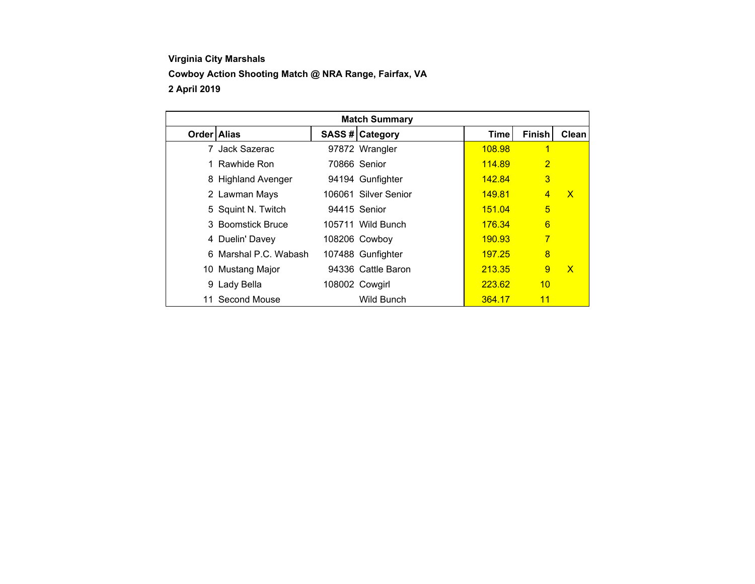**Virginia City Marshals**

**Cowboy Action Shooting Match @ NRA Range, Fairfax, VA**

**2 April 2019**

| Match Summary | | | | | | |
|---|---|---|---|---|---|---|
| **Order** | **Alias** | **SASS #** | **Category** | **Time** | **Finish** | **Clean** |
| 7 | Jack Sazerac | 97872 | Wrangler | 108.98 | 1 | |
| 1 | Rawhide Ron | 70866 | Senior | 114.89 | 2 | |
| 8 | Highland Avenger | 94194 | Gunfighter | 142.84 | 3 | |
| 2 | Lawman Mays | 106061 | Silver Senior | 149.81 | 4 | X |
| 5 | Squint N. Twitch | 94415 | Senior | 151.04 | 5 | |
| 3 | Boomstick Bruce | 105711 | Wild Bunch | 176.34 | 6 | |
| 4 | Duelin' Davey | 108206 | Cowboy | 190.93 | 7 | |
| 6 | Marshal P.C. Wabash | 107488 | Gunfighter | 197.25 | 8 | |
| 10 | Mustang Major | 94336 | Cattle Baron | 213.35 | 9 | X |
| 9 | Lady Bella | 108002 | Cowgirl | 223.62 | 10 | |
| 11 | Second Mouse | | Wild Bunch | 364.17 | 11 | |